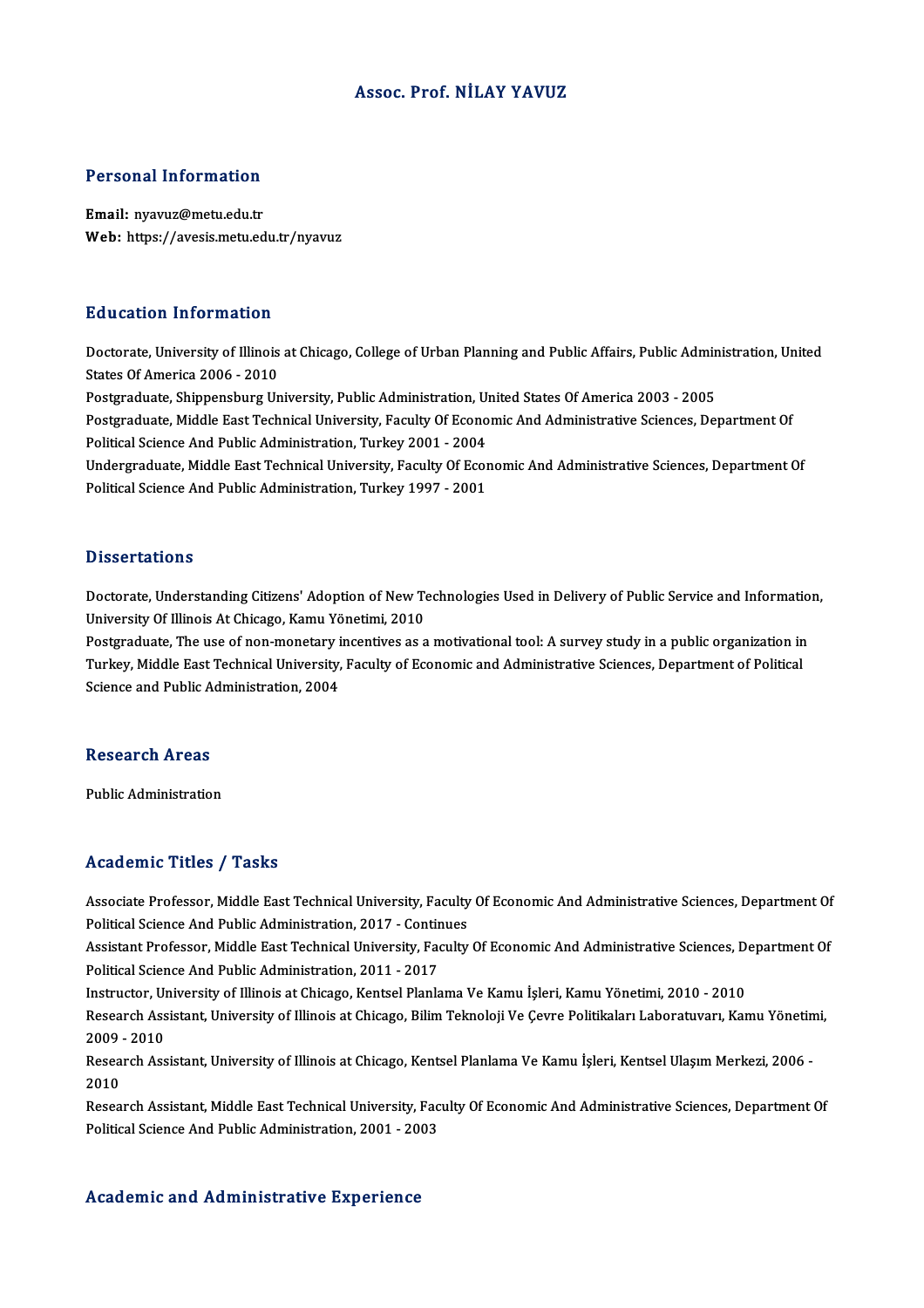# Assoc. Prof. NİLAY YAVUZ

## Personal Information

**Email:** nyavuz@metu.edu.tr
**Web:** https://avesis.metu.edu.tr/nyavuz

## Education Information

Doctorate, University of Illinois at Chicago, College of Urban Planning and Public Affairs, Public Administration, United States Of America 2006 - 2010
Postgraduate, Shippensburg University, Public Administration, United States Of America 2003 - 2005
Postgraduate, Middle East Technical University, Faculty Of Economic And Administrative Sciences, Department Of Political Science And Public Administration, Turkey 2001 - 2004
Undergraduate, Middle East Technical University, Faculty Of Economic And Administrative Sciences, Department Of Political Science And Public Administration, Turkey 1997 - 2001

## Dissertations

Doctorate, Understanding Citizens' Adoption of New Technologies Used in Delivery of Public Service and Information, University Of Illinois At Chicago, Kamu Yönetimi, 2010
Postgraduate, The use of non-monetary incentives as a motivational tool: A survey study in a public organization in Turkey, Middle East Technical University, Faculty of Economic and Administrative Sciences, Department of Political Science and Public Administration, 2004

## Research Areas

Public Administration

## Academic Titles / Tasks

Associate Professor, Middle East Technical University, Faculty Of Economic And Administrative Sciences, Department Of Political Science And Public Administration, 2017 - Continues
Assistant Professor, Middle East Technical University, Faculty Of Economic And Administrative Sciences, Department Of Political Science And Public Administration, 2011 - 2017
Instructor, University of Illinois at Chicago, Kentsel Planlama Ve Kamu İşleri, Kamu Yönetimi, 2010 - 2010
Research Assistant, University of Illinois at Chicago, Bilim Teknoloji Ve Çevre Politikaları Laboratuvarı, Kamu Yönetimi, 2009 - 2010
Research Assistant, University of Illinois at Chicago, Kentsel Planlama Ve Kamu İşleri, Kentsel Ulaşım Merkezi, 2006 - 2010
Research Assistant, Middle East Technical University, Faculty Of Economic And Administrative Sciences, Department Of Political Science And Public Administration, 2001 - 2003

## Academic and Administrative Experience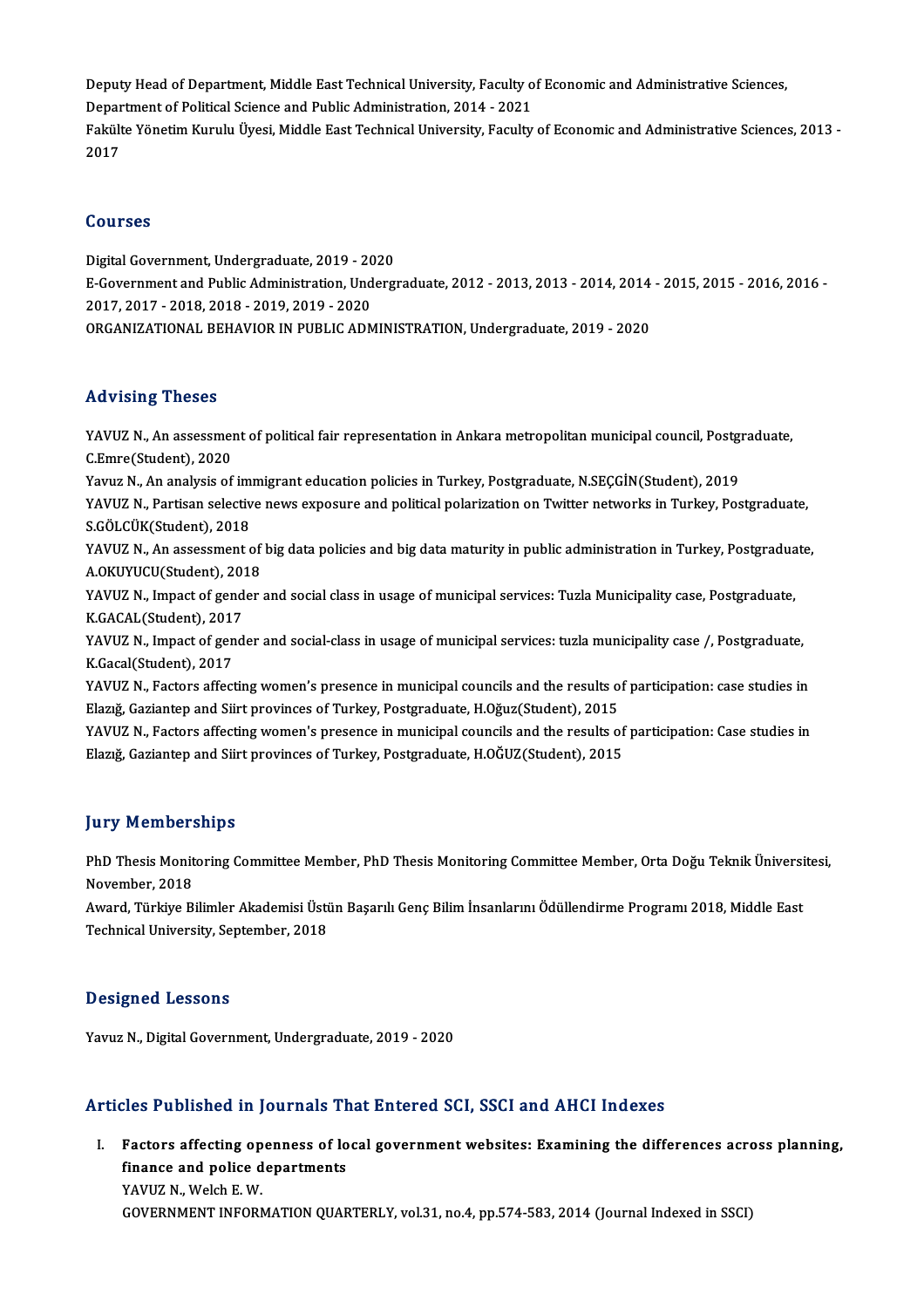Deputy Head of Department, Middle East Technical University, Faculty of Economic and Administrative Sciences, Department of Political Science and Public Administration, 2014 - 2021

Fakülte Yönetim Kurulu Üyesi, Middle East Technical University, Faculty of Economic and Administrative Sciences, 2013 - 2017

## Courses

Digital Government, Undergraduate, 2019 - 2020

E-Government and Public Administration, Undergraduate, 2012 - 2013, 2013 - 2014, 2014 - 2015, 2015 - 2016, 2016 - 2017, 2017 - 2018, 2018 - 2019, 2019 - 2020

ORGANIZATIONAL BEHAVIOR IN PUBLIC ADMINISTRATION, Undergraduate, 2019 - 2020

## Advising Theses

YAVUZ N., An assessment of political fair representation in Ankara metropolitan municipal council, Postgraduate, C.Emre(Student), 2020

Yavuz N., An analysis of immigrant education policies in Turkey, Postgraduate, N.SEÇGİN(Student), 2019

YAVUZ N., Partisan selective news exposure and political polarization on Twitter networks in Turkey, Postgraduate, S.GÖLCÜK(Student), 2018

YAVUZ N., An assessment of big data policies and big data maturity in public administration in Turkey, Postgraduate, A.OKUYUCU(Student), 2018

YAVUZ N., Impact of gender and social class in usage of municipal services: Tuzla Municipality case, Postgraduate, K.GACAL(Student), 2017

YAVUZ N., Impact of gender and social-class in usage of municipal services: tuzla municipality case /, Postgraduate, K.Gacal(Student), 2017

YAVUZ N., Factors affecting women's presence in municipal councils and the results of participation: case studies in Elazığ, Gaziantep and Siirt provinces of Turkey, Postgraduate, H.Oğuz(Student), 2015

YAVUZ N., Factors affecting women's presence in municipal councils and the results of participation: Case studies in Elazığ, Gaziantep and Siirt provinces of Turkey, Postgraduate, H.OĞUZ(Student), 2015

## Jury Memberships

PhD Thesis Monitoring Committee Member, PhD Thesis Monitoring Committee Member, Orta Doğu Teknik Üniversitesi, November, 2018

Award, Türkiye Bilimler Akademisi Üstün Başarılı Genç Bilim İnsanlarını Ödüllendirme Programı 2018, Middle East Technical University, September, 2018

## Designed Lessons

Yavuz N., Digital Government, Undergraduate, 2019 - 2020

## Articles Published in Journals That Entered SCI, SSCI and AHCI Indexes

I. **Factors affecting openness of local government websites: Examining the differences across planning, finance and police departments**
   YAVUZ N., Welch E. W.
   GOVERNMENT INFORMATION QUARTERLY, vol.31, no.4, pp.574-583, 2014 (Journal Indexed in SSCI)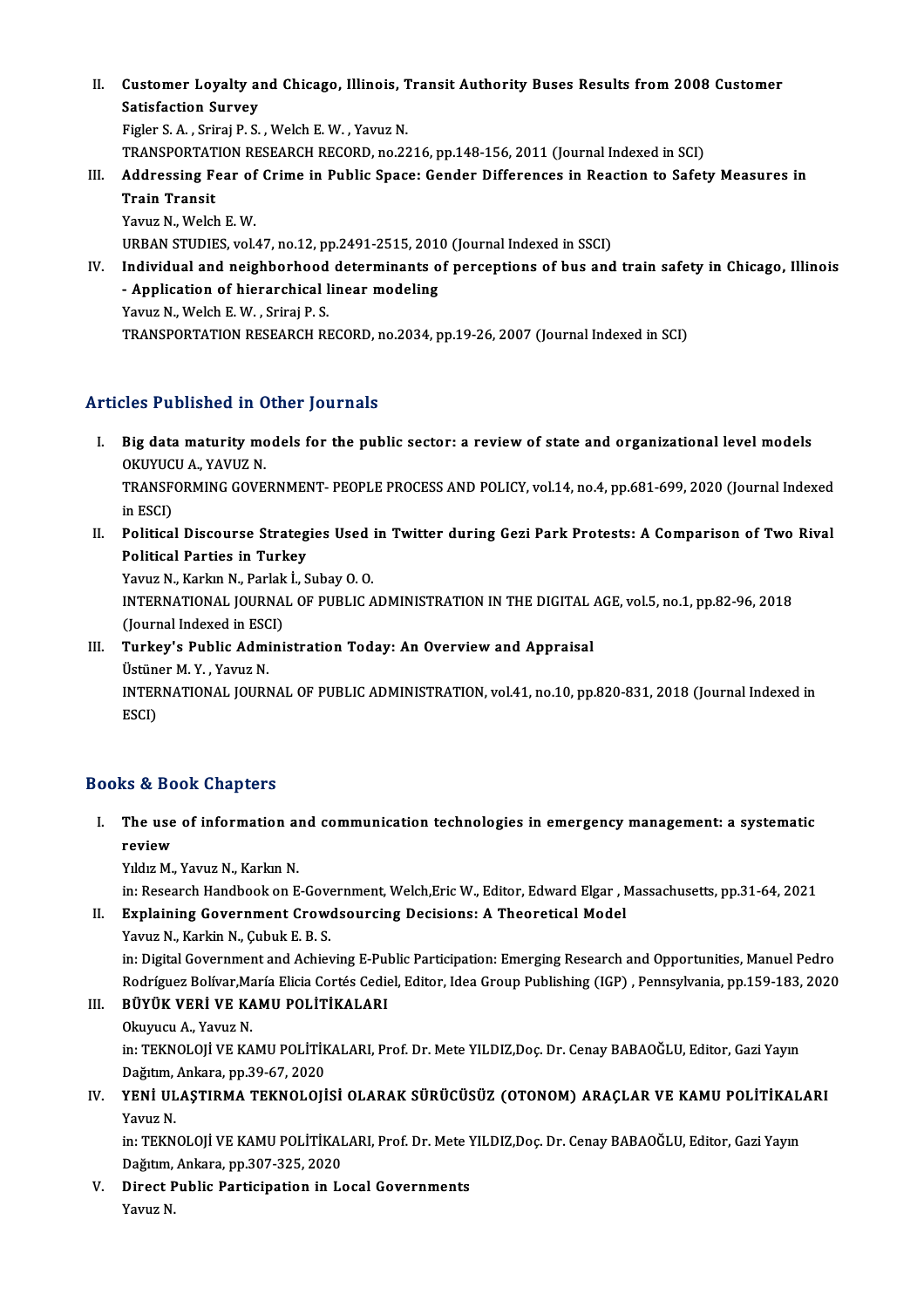II. **Customer Loyalty and Chicago, Illinois, Transit Authority Buses Results from 2008 Customer Satisfaction Survey**
Figler S. A. , Sriraj P. S. , Welch E. W. , Yavuz N.
TRANSPORTATION RESEARCH RECORD, no.2216, pp.148-156, 2011 (Journal Indexed in SCI)

III. **Addressing Fear of Crime in Public Space: Gender Differences in Reaction to Safety Measures in Train Transit**
Yavuz N., Welch E. W.
URBAN STUDIES, vol.47, no.12, pp.2491-2515, 2010 (Journal Indexed in SSCI)

IV. **Individual and neighborhood determinants of perceptions of bus and train safety in Chicago, Illinois - Application of hierarchical linear modeling**
Yavuz N., Welch E. W. , Sriraj P. S.
TRANSPORTATION RESEARCH RECORD, no.2034, pp.19-26, 2007 (Journal Indexed in SCI)

## Articles Published in Other Journals

I. **Big data maturity models for the public sector: a review of state and organizational level models**
OKUYUCU A., YAVUZ N.
TRANSFORMING GOVERNMENT- PEOPLE PROCESS AND POLICY, vol.14, no.4, pp.681-699, 2020 (Journal Indexed in ESCI)

II. **Political Discourse Strategies Used in Twitter during Gezi Park Protests: A Comparison of Two Rival Political Parties in Turkey**
Yavuz N., Karkın N., Parlak İ., Subay O. O.
INTERNATIONAL JOURNAL OF PUBLIC ADMINISTRATION IN THE DIGITAL AGE, vol.5, no.1, pp.82-96, 2018 (Journal Indexed in ESCI)

III. **Turkey's Public Administration Today: An Overview and Appraisal**
Üstüner M. Y. , Yavuz N.
INTERNATIONAL JOURNAL OF PUBLIC ADMINISTRATION, vol.41, no.10, pp.820-831, 2018 (Journal Indexed in ESCI)

## Books & Book Chapters

I. **The use of information and communication technologies in emergency management: a systematic review**
Yıldız M., Yavuz N., Karkın N.
in: Research Handbook on E-Government, Welch,Eric W., Editor, Edward Elgar , Massachusetts, pp.31-64, 2021

II. **Explaining Government Crowdsourcing Decisions: A Theoretical Model**
Yavuz N., Karkin N., Çubuk E. B. S.
in: Digital Government and Achieving E-Public Participation: Emerging Research and Opportunities, Manuel Pedro Rodríguez Bolívar,María Elicia Cortés Cediel, Editor, Idea Group Publishing (IGP) , Pennsylvania, pp.159-183, 2020

III. **BÜYÜK VERİ VE KAMU POLİTİKALARI**
Okuyucu A., Yavuz N.
in: TEKNOLOJİ VE KAMU POLİTİKALARI, Prof. Dr. Mete YILDIZ,Doç. Dr. Cenay BABAOĞLU, Editor, Gazi Yayın Dağıtım, Ankara, pp.39-67, 2020

IV. **YENİ ULAŞTIRMA TEKNOLOJİSİ OLARAK SÜRÜCÜSÜZ (OTONOM) ARAÇLAR VE KAMU POLİTİKALARI**
Yavuz N.
in: TEKNOLOJİ VE KAMU POLİTİKALARI, Prof. Dr. Mete YILDIZ,Doç. Dr. Cenay BABAOĞLU, Editor, Gazi Yayın Dağıtım, Ankara, pp.307-325, 2020

V. **Direct Public Participation in Local Governments**
Yavuz N.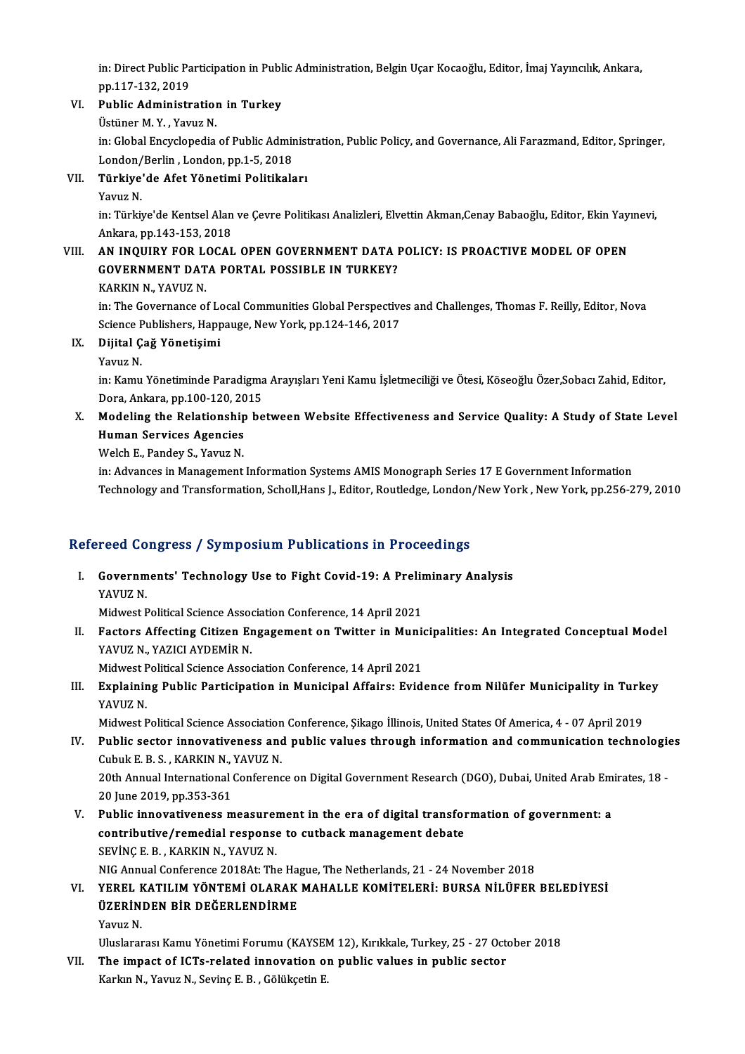in: Direct Public Participation in Public Administration, Belgin Uçar Kocaoğlu, Editor, İmaj Yayıncılık, Ankara, pp.117-132, 2019

VI. **Public Administration in Turkey**
Üstüner M. Y. , Yavuz N.
in: Global Encyclopedia of Public Administration, Public Policy, and Governance, Ali Farazmand, Editor, Springer, London/Berlin , London, pp.1-5, 2018

VII. **Türkiye'de Afet Yönetimi Politikaları**
Yavuz N.
in: Türkiye'de Kentsel Alan ve Çevre Politikası Analizleri, Elvettin Akman,Cenay Babaoğlu, Editor, Ekin Yayınevi, Ankara, pp.143-153, 2018

VIII. **AN INQUIRY FOR LOCAL OPEN GOVERNMENT DATA POLICY: IS PROACTIVE MODEL OF OPEN GOVERNMENT DATA PORTAL POSSIBLE IN TURKEY?**
KARKIN N., YAVUZ N.
in: The Governance of Local Communities Global Perspectives and Challenges, Thomas F. Reilly, Editor, Nova Science Publishers, Happauge, New York, pp.124-146, 2017

IX. **Dijital Çağ Yönetişimi**
Yavuz N.
in: Kamu Yönetiminde Paradigma Arayışları Yeni Kamu İşletmeciliği ve Ötesi, Köseoğlu Özer,Sobacı Zahid, Editor, Dora, Ankara, pp.100-120, 2015

X. **Modeling the Relationship between Website Effectiveness and Service Quality: A Study of State Level Human Services Agencies**
Welch E., Pandey S., Yavuz N.
in: Advances in Management Information Systems AMIS Monograph Series 17 E Government Information Technology and Transformation, Scholl,Hans J., Editor, Routledge, London/New York , New York, pp.256-279, 2010

## Refereed Congress / Symposium Publications in Proceedings

I. **Governments' Technology Use to Fight Covid-19: A Preliminary Analysis**
YAVUZ N.
Midwest Political Science Association Conference, 14 April 2021

II. **Factors Affecting Citizen Engagement on Twitter in Municipalities: An Integrated Conceptual Model**
YAVUZ N., YAZICI AYDEMİR N.
Midwest Political Science Association Conference, 14 April 2021

III. **Explaining Public Participation in Municipal Affairs: Evidence from Nilüfer Municipality in Turkey**
YAVUZ N.
Midwest Political Science Association Conference, Şikago İllinois, United States Of America, 4 - 07 April 2019

IV. **Public sector innovativeness and public values through information and communication technologies**
Cubuk E. B. S. , KARKIN N., YAVUZ N.
20th Annual International Conference on Digital Government Research (DGO), Dubai, United Arab Emirates, 18 - 20 June 2019, pp.353-361

V. **Public innovativeness measurement in the era of digital transformation of government: a contributive/remedial response to cutback management debate**
SEVİNÇ E. B. , KARKIN N., YAVUZ N.
NIG Annual Conference 2018At: The Hague, The Netherlands, 21 - 24 November 2018

VI. **YEREL KATILIM YÖNTEMİ OLARAK MAHALLE KOMİTELERİ: BURSA NİLÜFER BELEDİYESİ ÜZERİNDEN BİR DEĞERLENDİRME**
Yavuz N.
Uluslararası Kamu Yönetimi Forumu (KAYSEM 12), Kırıkkale, Turkey, 25 - 27 October 2018

VII. **The impact of ICTs-related innovation on public values in public sector**
Karkın N., Yavuz N., Sevinç E. B. , Gölükçetin E.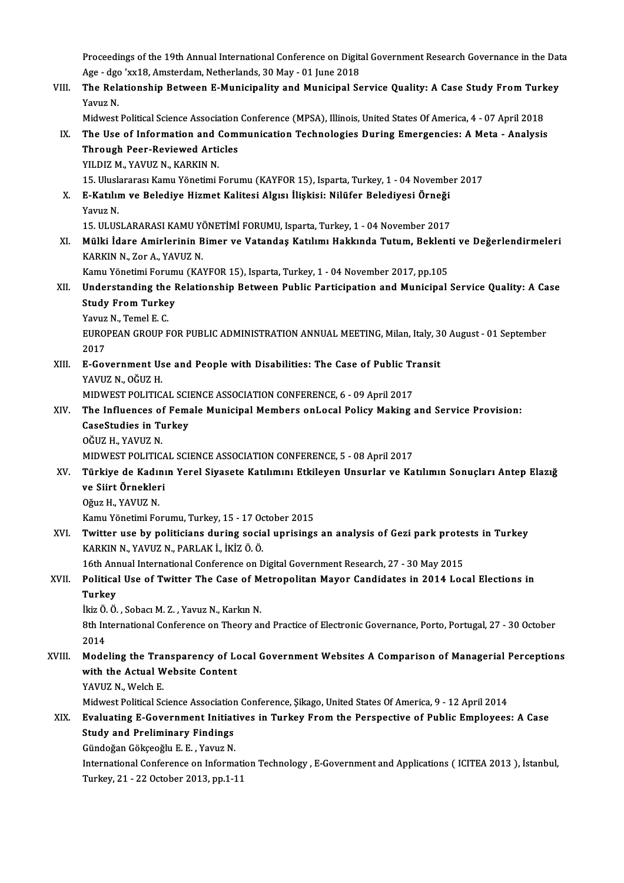Proceedings of the 19th Annual International Conference on Digital Government Research Governance in the Data Age - dgo 'xx18, Amsterdam, Netherlands, 30 May - 01 June 2018

VIII. **The Relationship Between E-Municipality and Municipal Service Quality: A Case Study From Turkey**
Yavuz N.
Midwest Political Science Association Conference (MPSA), Illinois, United States Of America, 4 - 07 April 2018

IX. **The Use of Information and Communication Technologies During Emergencies: A Meta - Analysis Through Peer-Reviewed Articles**
YILDIZ M., YAVUZ N., KARKIN N.
15. Uluslararası Kamu Yönetimi Forumu (KAYFOR 15), Isparta, Turkey, 1 - 04 November 2017

X. **E-Katılım ve Belediye Hizmet Kalitesi Algısı İlişkisi: Nilüfer Belediyesi Örneği**
Yavuz N.
15. ULUSLARARASI KAMU YÖNETİMİ FORUMU, Isparta, Turkey, 1 - 04 November 2017

XI. **Mülki İdare Amirlerinin Bimer ve Vatandaş Katılımı Hakkında Tutum, Beklenti ve Değerlendirmeleri**
KARKIN N., Zor A., YAVUZ N.
Kamu Yönetimi Forumu (KAYFOR 15), Isparta, Turkey, 1 - 04 November 2017, pp.105

XII. **Understanding the Relationship Between Public Participation and Municipal Service Quality: A Case Study From Turkey**
Yavuz N., Temel E. C.
EUROPEAN GROUP FOR PUBLIC ADMINISTRATION ANNUAL MEETING, Milan, Italy, 30 August - 01 September 2017

XIII. **E-Government Use and People with Disabilities: The Case of Public Transit**
YAVUZ N., OĞUZ H.
MIDWEST POLITICAL SCIENCE ASSOCIATION CONFERENCE, 6 - 09 April 2017

XIV. **The Influences of Female Municipal Members onLocal Policy Making and Service Provision: CaseStudies in Turkey**
OĞUZ H., YAVUZ N.
MIDWEST POLITICAL SCIENCE ASSOCIATION CONFERENCE, 5 - 08 April 2017

XV. **Türkiye de Kadının Yerel Siyasete Katılımını Etkileyen Unsurlar ve Katılımın Sonuçları Antep Elazığ ve Siirt Örnekleri**
Oğuz H., YAVUZ N.
Kamu Yönetimi Forumu, Turkey, 15 - 17 October 2015

XVI. **Twitter use by politicians during social uprisings an analysis of Gezi park protests in Turkey**
KARKIN N., YAVUZ N., PARLAK İ., İKİZ Ö. Ö.
16th Annual International Conference on Digital Government Research, 27 - 30 May 2015

XVII. **Political Use of Twitter The Case of Metropolitan Mayor Candidates in 2014 Local Elections in Turkey**
İkiz Ö. Ö. , Sobacı M. Z. , Yavuz N., Karkın N.
8th International Conference on Theory and Practice of Electronic Governance, Porto, Portugal, 27 - 30 October 2014

XVIII. **Modeling the Transparency of Local Government Websites A Comparison of Managerial Perceptions with the Actual Website Content**
YAVUZ N., Welch E.
Midwest Political Science Association Conference, Şikago, United States Of America, 9 - 12 April 2014

XIX. **Evaluating E-Government Initiatives in Turkey From the Perspective of Public Employees: A Case Study and Preliminary Findings**
Gündoğan Gökçeoğlu E. E. , Yavuz N.
International Conference on Information Technology , E-Government and Applications ( ICITEA 2013 ), İstanbul, Turkey, 21 - 22 October 2013, pp.1-11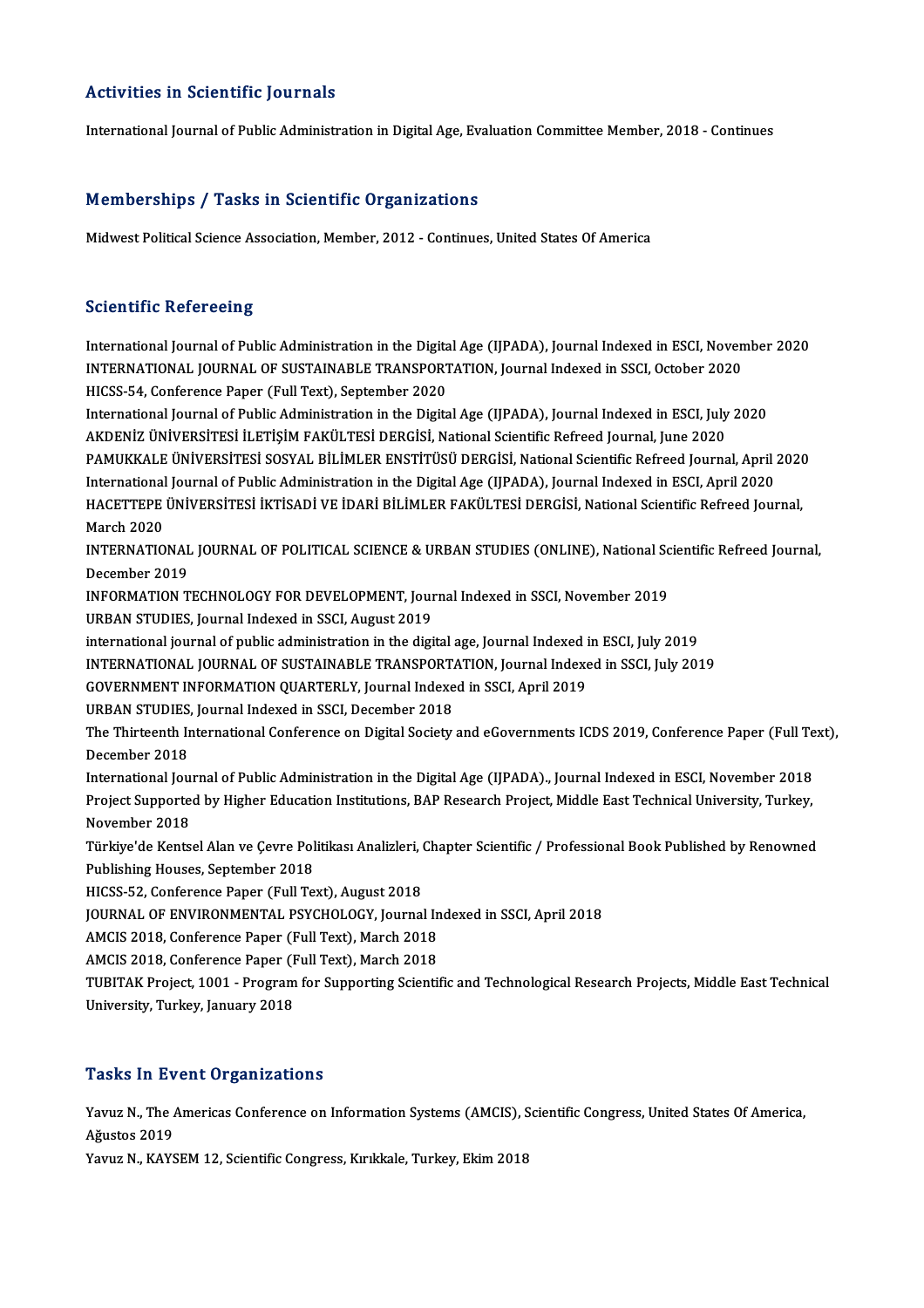## Activities in Scientific Journals

International Journal of Public Administration in Digital Age, Evaluation Committee Member, 2018 - Continues

## Memberships / Tasks in Scientific Organizations

Midwest Political Science Association, Member, 2012 - Continues, United States Of America

## Scientific Refereeing

International Journal of Public Administration in the Digital Age (IJPADA), Journal Indexed in ESCI, November 2020
INTERNATIONAL JOURNAL OF SUSTAINABLE TRANSPORTATION, Journal Indexed in SSCI, October 2020
HICSS-54, Conference Paper (Full Text), September 2020
International Journal of Public Administration in the Digital Age (IJPADA), Journal Indexed in ESCI, July 2020
AKDENİZ ÜNİVERSİTESİ İLETİŞİM FAKÜLTESİ DERGİSİ, National Scientific Refreed Journal, June 2020
PAMUKKALE ÜNİVERSİTESİ SOSYAL BİLİMLER ENSTİTÜSÜ DERGİSİ, National Scientific Refreed Journal, April 2020
International Journal of Public Administration in the Digital Age (IJPADA), Journal Indexed in ESCI, April 2020
HACETTEPE ÜNİVERSİTESİ İKTİSADİ VE İDARİ BİLİMLER FAKÜLTESİ DERGİSİ, National Scientific Refreed Journal, March 2020
INTERNATIONAL JOURNAL OF POLITICAL SCIENCE & URBAN STUDIES (ONLINE), National Scientific Refreed Journal, December 2019
INFORMATION TECHNOLOGY FOR DEVELOPMENT, Journal Indexed in SSCI, November 2019
URBAN STUDIES, Journal Indexed in SSCI, August 2019
international journal of public administration in the digital age, Journal Indexed in ESCI, July 2019
INTERNATIONAL JOURNAL OF SUSTAINABLE TRANSPORTATION, Journal Indexed in SSCI, July 2019
GOVERNMENT INFORMATION QUARTERLY, Journal Indexed in SSCI, April 2019
URBAN STUDIES, Journal Indexed in SSCI, December 2018
The Thirteenth International Conference on Digital Society and eGovernments ICDS 2019, Conference Paper (Full Text), December 2018
International Journal of Public Administration in the Digital Age (IJPADA)., Journal Indexed in ESCI, November 2018
Project Supported by Higher Education Institutions, BAP Research Project, Middle East Technical University, Turkey, November 2018
Türkiye'de Kentsel Alan ve Çevre Politikası Analizleri, Chapter Scientific / Professional Book Published by Renowned Publishing Houses, September 2018
HICSS-52, Conference Paper (Full Text), August 2018
JOURNAL OF ENVIRONMENTAL PSYCHOLOGY, Journal Indexed in SSCI, April 2018
AMCIS 2018, Conference Paper (Full Text), March 2018
AMCIS 2018, Conference Paper (Full Text), March 2018
TUBITAK Project, 1001 - Program for Supporting Scientific and Technological Research Projects, Middle East Technical University, Turkey, January 2018

## Tasks In Event Organizations

Yavuz N., The Americas Conference on Information Systems (AMCIS), Scientific Congress, United States Of America, Ağustos 2019
Yavuz N., KAYSEM 12, Scientific Congress, Kırıkkale, Turkey, Ekim 2018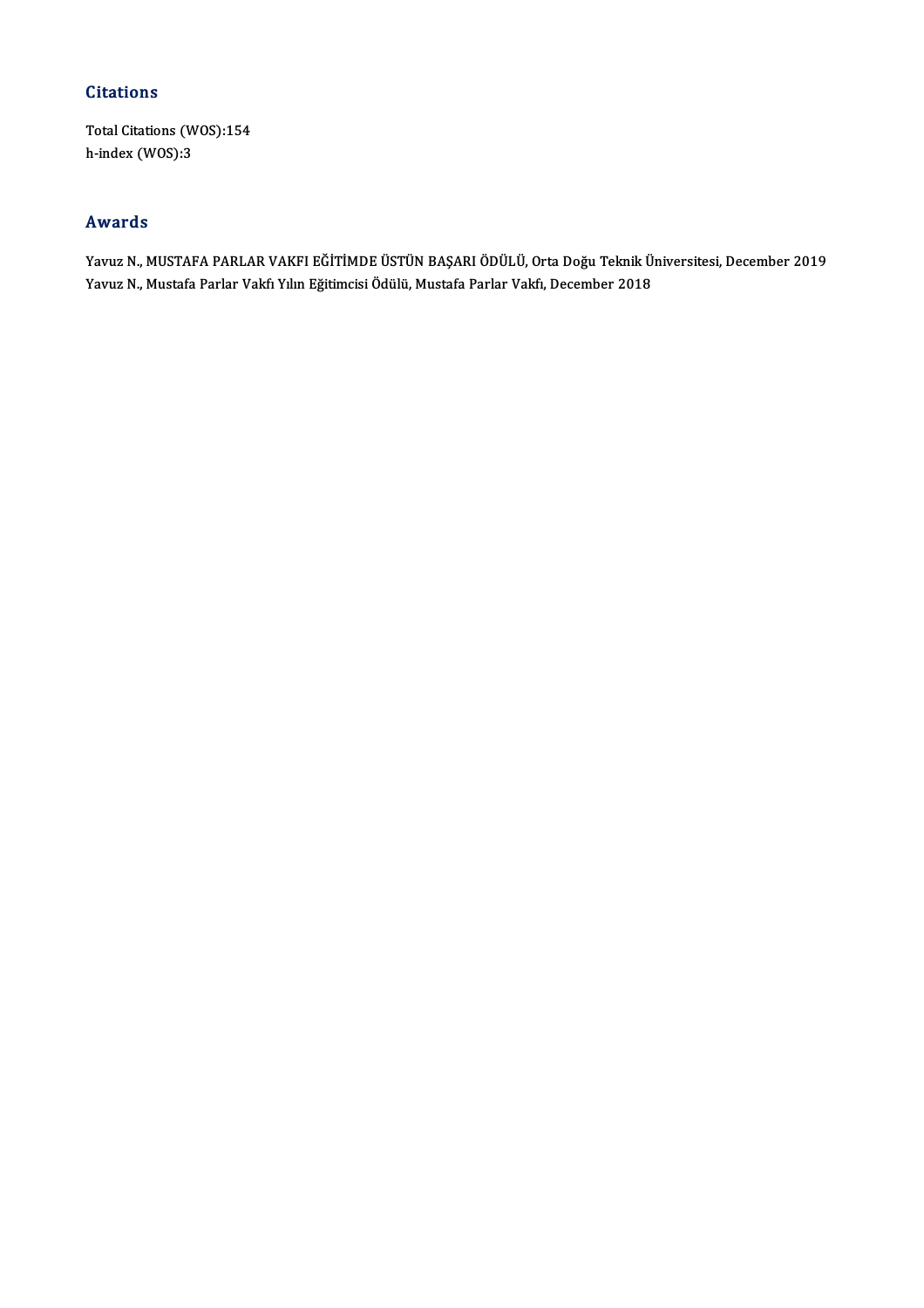## Citations

Total Citations (WOS):154
h-index (WOS):3

## Awards

Yavuz N., MUSTAFA PARLAR VAKFI EĞİTİMDE ÜSTÜN BAŞARI ÖDÜLÜ, Orta Doğu Teknik Üniversitesi, December 2019
Yavuz N., Mustafa Parlar Vakfı Yılın Eğitimcisi Ödülü, Mustafa Parlar Vakfı, December 2018